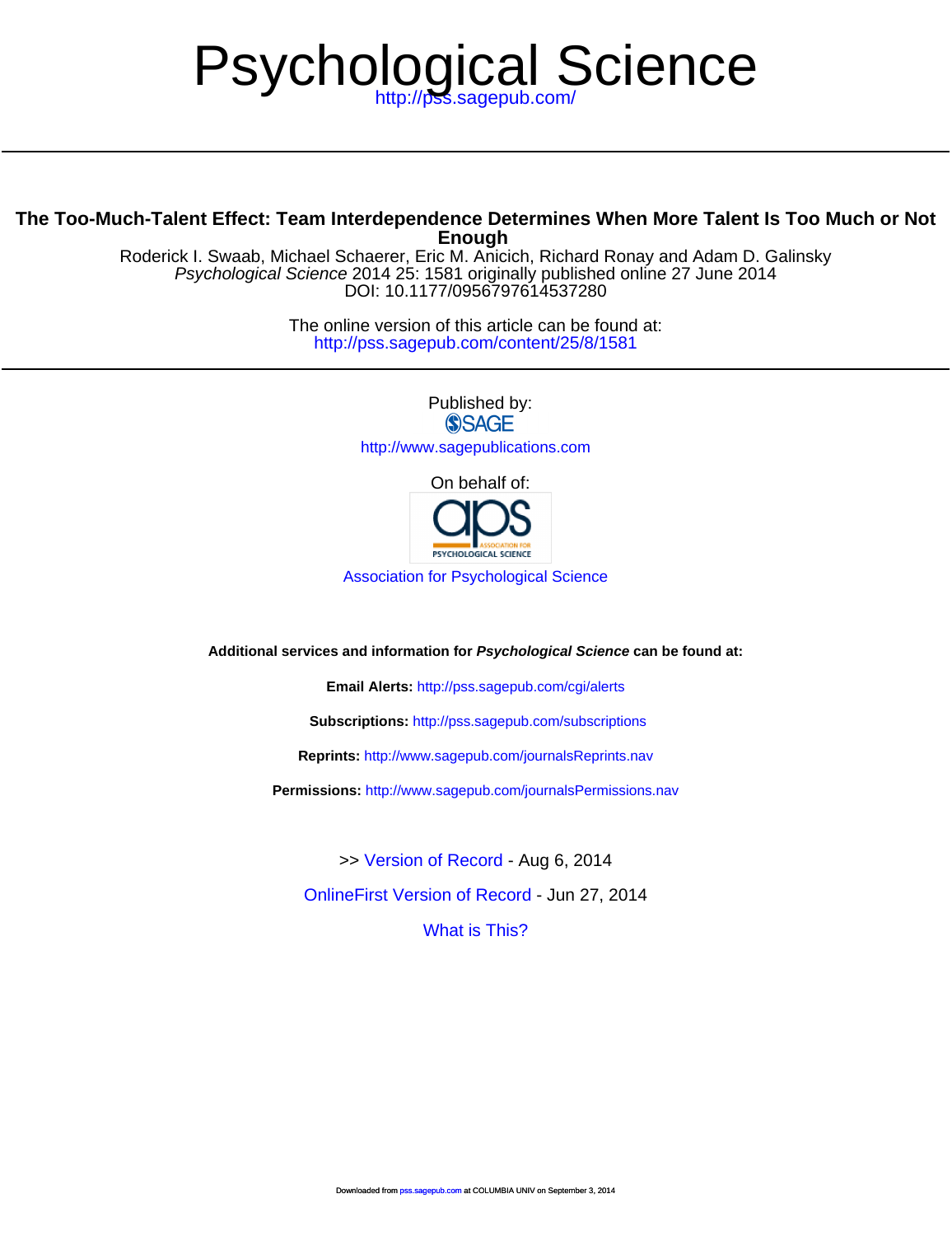# Psychological Science

http://pss.sagepub.com/

## The Too-Much-Talent Effect: Team Interdependence Determines When More Talent Is Too Much or Not Enough

Roderick I. Swaab, Michael Schaerer, Eric M. Anicich, Richard Ronay and Adam D. Galinsky
*Psychological Science* 2014 25: 1581 originally published online 27 June 2014
DOI: 10.1177/0956797614537280

The online version of this article can be found at:
http://pss.sagepub.com/content/25/8/1581

Published by:
SAGE
http://www.sagepublications.com

On behalf of:
aps ASSOCIATION FOR PSYCHOLOGICAL SCIENCE

Association for Psychological Science

**Additional services and information for *Psychological Science* can be found at:**

**Email Alerts:** http://pss.sagepub.com/cgi/alerts

**Subscriptions:** http://pss.sagepub.com/subscriptions

**Reprints:** http://www.sagepub.com/journalsReprints.nav

**Permissions:** http://www.sagepub.com/journalsPermissions.nav

>> Version of Record - Aug 6, 2014

OnlineFirst Version of Record - Jun 27, 2014

What is This?

Downloaded from pss.sagepub.com at COLUMBIA UNIV on September 3, 2014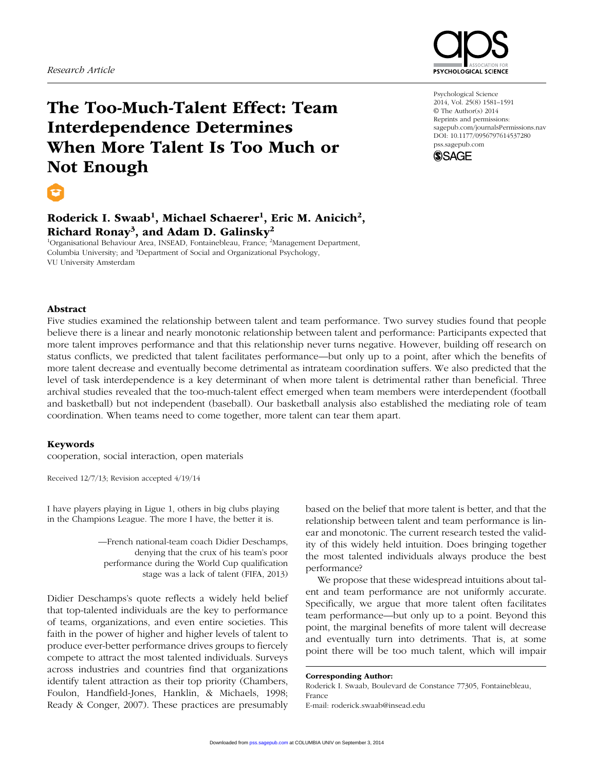Research Article

# The Too-Much-Talent Effect: Team Interdependence Determines When More Talent Is Too Much or Not Enough

**Roderick I. Swaab[1], Michael Schaerer[1], Eric M. Anicich[2], Richard Ronay[3], and Adam D. Galinsky[2]**

[1]Organisational Behaviour Area, INSEAD, Fontainebleau, France; [2]Management Department, Columbia University; and [3]Department of Social and Organizational Psychology, VU University Amsterdam

Psychological Science
2014, Vol. 25(8) 1581–1591
© The Author(s) 2014
Reprints and permissions:
sagepub.com/journalsPermissions.nav
DOI: 10.1177/0956797614537280
pss.sagepub.com

## Abstract

Five studies examined the relationship between talent and team performance. Two survey studies found that people believe there is a linear and nearly monotonic relationship between talent and performance: Participants expected that more talent improves performance and that this relationship never turns negative. However, building off research on status conflicts, we predicted that talent facilitates performance—but only up to a point, after which the benefits of more talent decrease and eventually become detrimental as intrateam coordination suffers. We also predicted that the level of task interdependence is a key determinant of when more talent is detrimental rather than beneficial. Three archival studies revealed that the too-much-talent effect emerged when team members were interdependent (football and basketball) but not independent (baseball). Our basketball analysis also established the mediating role of team coordination. When teams need to come together, more talent can tear them apart.

### Keywords

cooperation, social interaction, open materials

Received 12/7/13; Revision accepted 4/19/14

I have players playing in Ligue 1, others in big clubs playing in the Champions League. The more I have, the better it is.

—French national-team coach Didier Deschamps, denying that the crux of his team's poor performance during the World Cup qualification stage was a lack of talent (FIFA, 2013)

Didier Deschamps's quote reflects a widely held belief that top-talented individuals are the key to performance of teams, organizations, and even entire societies. This faith in the power of higher and higher levels of talent to produce ever-better performance drives groups to fiercely compete to attract the most talented individuals. Surveys across industries and countries find that organizations identify talent attraction as their top priority (Chambers, Foulon, Handfield-Jones, Hanklin, & Michaels, 1998; Ready & Conger, 2007). These practices are presumably based on the belief that more talent is better, and that the relationship between talent and team performance is linear and monotonic. The current research tested the validity of this widely held intuition. Does bringing together the most talented individuals always produce the best performance?

We propose that these widespread intuitions about talent and team performance are not uniformly accurate. Specifically, we argue that more talent often facilitates team performance—but only up to a point. Beyond this point, the marginal benefits of more talent will decrease and eventually turn into detriments. That is, at some point there will be too much talent, which will impair

**Corresponding Author:**
Roderick I. Swaab, Boulevard de Constance 77305, Fontainebleau, France
E-mail: roderick.swaab@insead.edu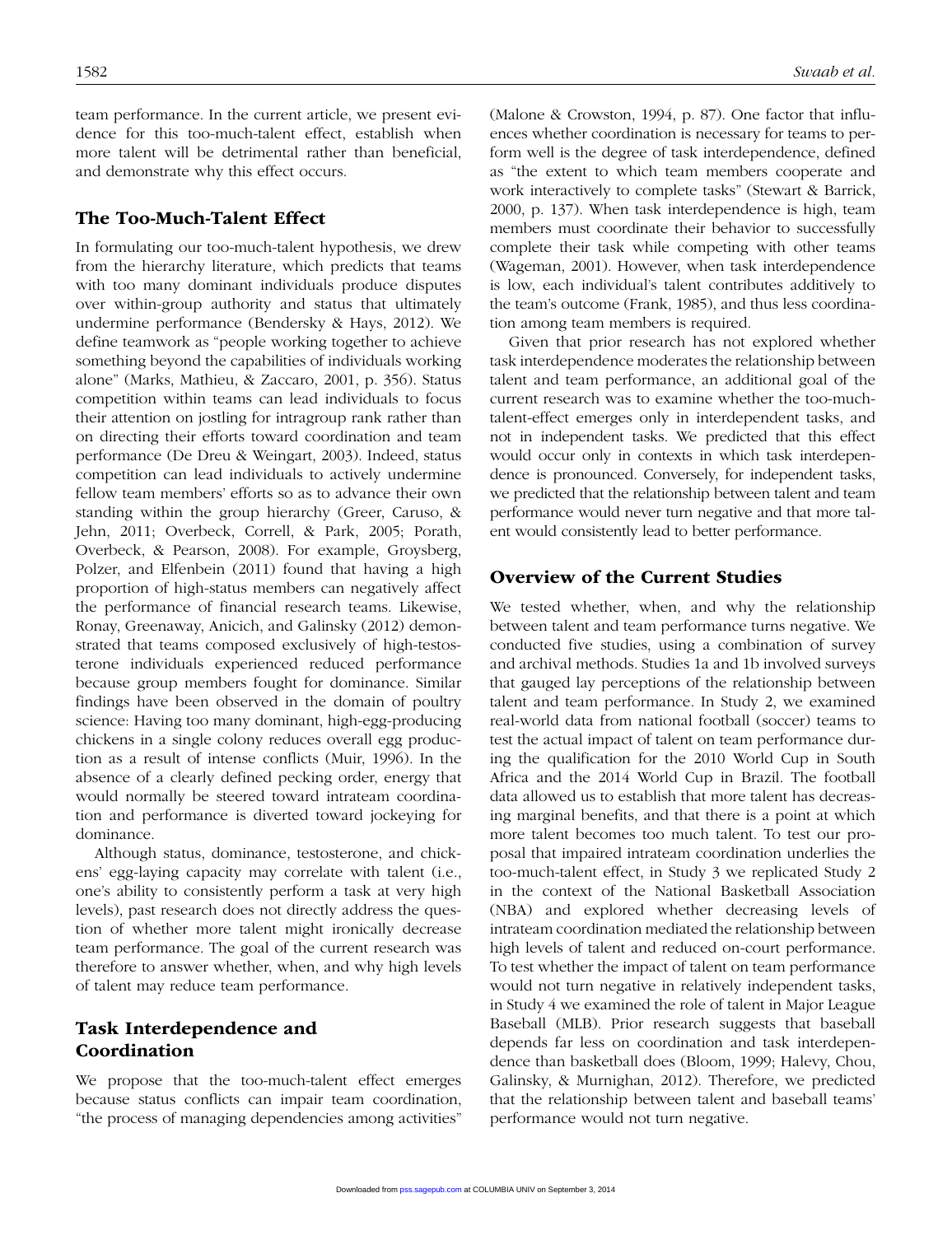team performance. In the current article, we present evidence for this too-much-talent effect, establish when more talent will be detrimental rather than beneficial, and demonstrate why this effect occurs.

## The Too-Much-Talent Effect

In formulating our too-much-talent hypothesis, we drew from the hierarchy literature, which predicts that teams with too many dominant individuals produce disputes over within-group authority and status that ultimately undermine performance (Bendersky & Hays, 2012). We define teamwork as "people working together to achieve something beyond the capabilities of individuals working alone" (Marks, Mathieu, & Zaccaro, 2001, p. 356). Status competition within teams can lead individuals to focus their attention on jostling for intragroup rank rather than on directing their efforts toward coordination and team performance (De Dreu & Weingart, 2003). Indeed, status competition can lead individuals to actively undermine fellow team members' efforts so as to advance their own standing within the group hierarchy (Greer, Caruso, & Jehn, 2011; Overbeck, Correll, & Park, 2005; Porath, Overbeck, & Pearson, 2008). For example, Groysberg, Polzer, and Elfenbein (2011) found that having a high proportion of high-status members can negatively affect the performance of financial research teams. Likewise, Ronay, Greenaway, Anicich, and Galinsky (2012) demonstrated that teams composed exclusively of high-testosterone individuals experienced reduced performance because group members fought for dominance. Similar findings have been observed in the domain of poultry science: Having too many dominant, high-egg-producing chickens in a single colony reduces overall egg production as a result of intense conflicts (Muir, 1996). In the absence of a clearly defined pecking order, energy that would normally be steered toward intrateam coordination and performance is diverted toward jockeying for dominance.

Although status, dominance, testosterone, and chickens' egg-laying capacity may correlate with talent (i.e., one's ability to consistently perform a task at very high levels), past research does not directly address the question of whether more talent might ironically decrease team performance. The goal of the current research was therefore to answer whether, when, and why high levels of talent may reduce team performance.

## Task Interdependence and Coordination

We propose that the too-much-talent effect emerges because status conflicts can impair team coordination, "the process of managing dependencies among activities" (Malone & Crowston, 1994, p. 87). One factor that influences whether coordination is necessary for teams to perform well is the degree of task interdependence, defined as "the extent to which team members cooperate and work interactively to complete tasks" (Stewart & Barrick, 2000, p. 137). When task interdependence is high, team members must coordinate their behavior to successfully complete their task while competing with other teams (Wageman, 2001). However, when task interdependence is low, each individual's talent contributes additively to the team's outcome (Frank, 1985), and thus less coordination among team members is required.

Given that prior research has not explored whether task interdependence moderates the relationship between talent and team performance, an additional goal of the current research was to examine whether the too-much-talent-effect emerges only in interdependent tasks, and not in independent tasks. We predicted that this effect would occur only in contexts in which task interdependence is pronounced. Conversely, for independent tasks, we predicted that the relationship between talent and team performance would never turn negative and that more talent would consistently lead to better performance.

## Overview of the Current Studies

We tested whether, when, and why the relationship between talent and team performance turns negative. We conducted five studies, using a combination of survey and archival methods. Studies 1a and 1b involved surveys that gauged lay perceptions of the relationship between talent and team performance. In Study 2, we examined real-world data from national football (soccer) teams to test the actual impact of talent on team performance during the qualification for the 2010 World Cup in South Africa and the 2014 World Cup in Brazil. The football data allowed us to establish that more talent has decreasing marginal benefits, and that there is a point at which more talent becomes too much talent. To test our proposal that impaired intrateam coordination underlies the too-much-talent effect, in Study 3 we replicated Study 2 in the context of the National Basketball Association (NBA) and explored whether decreasing levels of intrateam coordination mediated the relationship between high levels of talent and reduced on-court performance. To test whether the impact of talent on team performance would not turn negative in relatively independent tasks, in Study 4 we examined the role of talent in Major League Baseball (MLB). Prior research suggests that baseball depends far less on coordination and task interdependence than basketball does (Bloom, 1999; Halevy, Chou, Galinsky, & Murnighan, 2012). Therefore, we predicted that the relationship between talent and baseball teams' performance would not turn negative.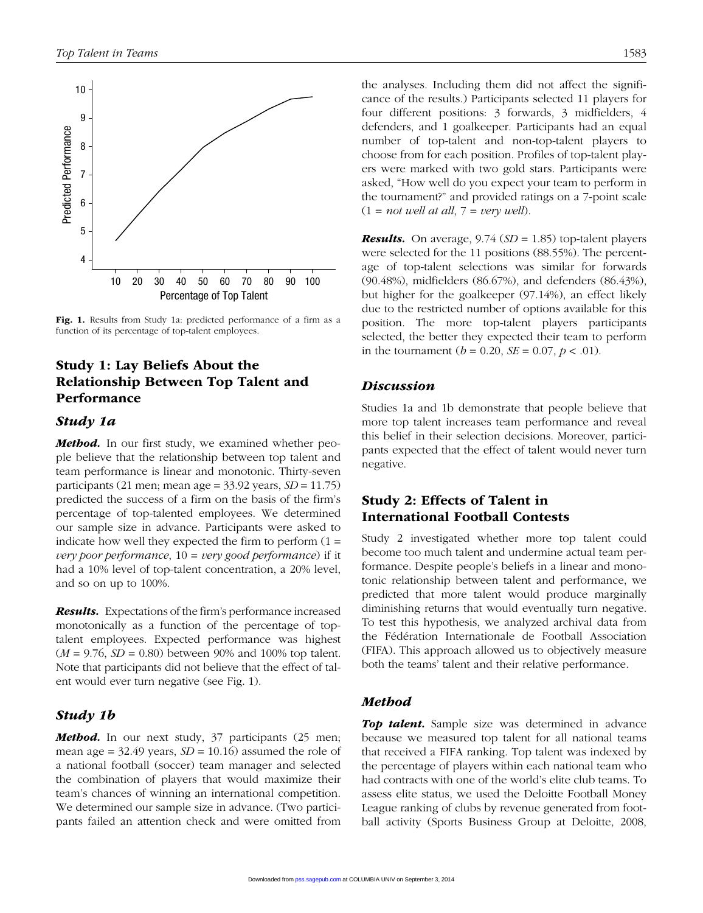Fig. 1. Results from Study 1a: predicted performance of a firm as a function of its percentage of top-talent employees.

## Study 1: Lay Beliefs About the Relationship Between Top Talent and Performance

### Study 1a

***Method.*** In our first study, we examined whether people believe that the relationship between top talent and team performance is linear and monotonic. Thirty-seven participants (21 men; mean age = 33.92 years, *SD* = 11.75) predicted the success of a firm on the basis of the firm's percentage of top-talented employees. We determined our sample size in advance. Participants were asked to indicate how well they expected the firm to perform (1 = *very poor performance*, 10 = *very good performance*) if it had a 10% level of top-talent concentration, a 20% level, and so on up to 100%.

***Results.*** Expectations of the firm's performance increased monotonically as a function of the percentage of top-talent employees. Expected performance was highest ($M$ = 9.76, $SD$ = 0.80) between 90% and 100% top talent. Note that participants did not believe that the effect of talent would ever turn negative (see Fig. 1).

### Study 1b

***Method.*** In our next study, 37 participants (25 men; mean age = 32.49 years, *SD* = 10.16) assumed the role of a national football (soccer) team manager and selected the combination of players that would maximize their team's chances of winning an international competition. We determined our sample size in advance. (Two participants failed an attention check and were omitted from the analyses. Including them did not affect the significance of the results.) Participants selected 11 players for four different positions: 3 forwards, 3 midfielders, 4 defenders, and 1 goalkeeper. Participants had an equal number of top-talent and non-top-talent players to choose from for each position. Profiles of top-talent players were marked with two gold stars. Participants were asked, "How well do you expect your team to perform in the tournament?" and provided ratings on a 7-point scale (1 = *not well at all*, 7 = *very well*).

***Results.*** On average, 9.74 ($SD$ = 1.85) top-talent players were selected for the 11 positions (88.55%). The percentage of top-talent selections was similar for forwards (90.48%), midfielders (86.67%), and defenders (86.43%), but higher for the goalkeeper (97.14%), an effect likely due to the restricted number of options available for this position. The more top-talent players participants selected, the better they expected their team to perform in the tournament ($b$ = 0.20, $SE$ = 0.07, $p < .01$).

### Discussion

Studies 1a and 1b demonstrate that people believe that more top talent increases team performance and reveal this belief in their selection decisions. Moreover, participants expected that the effect of talent would never turn negative.

## Study 2: Effects of Talent in International Football Contests

Study 2 investigated whether more top talent could become too much talent and undermine actual team performance. Despite people's beliefs in a linear and monotonic relationship between talent and performance, we predicted that more talent would produce marginally diminishing returns that would eventually turn negative. To test this hypothesis, we analyzed archival data from the Fédération Internationale de Football Association (FIFA). This approach allowed us to objectively measure both the teams' talent and their relative performance.

### Method

***Top talent.*** Sample size was determined in advance because we measured top talent for all national teams that received a FIFA ranking. Top talent was indexed by the percentage of players within each national team who had contracts with one of the world's elite club teams. To assess elite status, we used the Deloitte Football Money League ranking of clubs by revenue generated from football activity (Sports Business Group at Deloitte, 2008,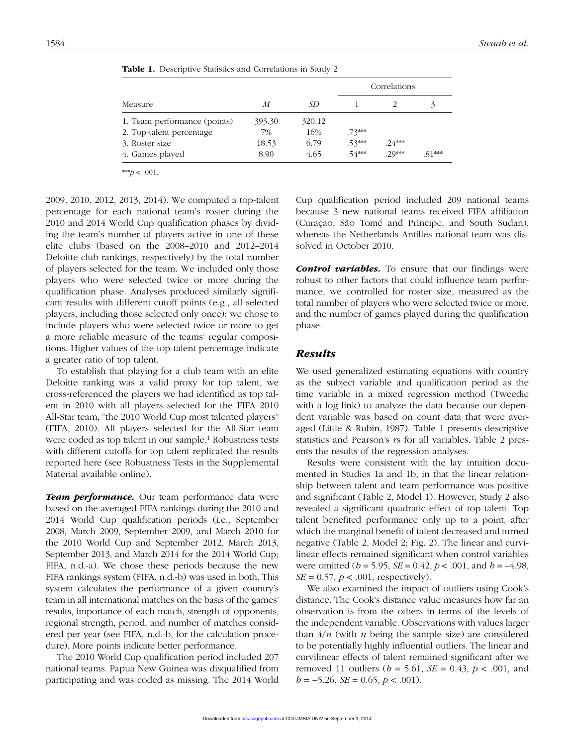**Table 1.** Descriptive Statistics and Correlations in Study 2

| Measure | $M$ | $SD$ | Correlations 1 | 2 | 3 |
|---|---|---|---|---|---|
| 1. Team performance (points) | 393.30 | 320.12 | | | |
| 2. Top-talent percentage | 7% | 16% | .73*** | | |
| 3. Roster size | 18.53 | 6.79 | .53*** | .24*** | |
| 4. Games played | 8.90 | 4.65 | .54*** | .29*** | .81*** |

***$p < .001$.

2009, 2010, 2012, 2013, 2014). We computed a top-talent percentage for each national team's roster during the 2010 and 2014 World Cup qualification phases by dividing the team's number of players active in one of these elite clubs (based on the 2008–2010 and 2012–2014 Deloitte club rankings, respectively) by the total number of players selected for the team. We included only those players who were selected twice or more during the qualification phase. Analyses produced similarly significant results with different cutoff points (e.g., all selected players, including those selected only once); we chose to include players who were selected twice or more to get a more reliable measure of the teams' regular compositions. Higher values of the top-talent percentage indicate a greater ratio of top talent.

To establish that playing for a club team with an elite Deloitte ranking was a valid proxy for top talent, we cross-referenced the players we had identified as top talent in 2010 with all players selected for the FIFA 2010 All-Star team, "the 2010 World Cup most talented players" (FIFA, 2010). All players selected for the All-Star team were coded as top talent in our sample.[1] Robustness tests with different cutoffs for top talent replicated the results reported here (see Robustness Tests in the Supplemental Material available online).

***Team performance.*** Our team performance data were based on the averaged FIFA rankings during the 2010 and 2014 World Cup qualification periods (i.e., September 2008, March 2009, September 2009, and March 2010 for the 2010 World Cup and September 2012, March 2013, September 2013, and March 2014 for the 2014 World Cup; FIFA, n.d.-a). We chose these periods because the new FIFA rankings system (FIFA, n.d.-b) was used in both. This system calculates the performance of a given country's team in all international matches on the basis of the games' results, importance of each match, strength of opponents, regional strength, period, and number of matches considered per year (see FIFA, n.d.-b, for the calculation procedure). More points indicate better performance.

The 2010 World Cup qualification period included 207 national teams. Papua New Guinea was disqualified from participating and was coded as missing. The 2014 World Cup qualification period included 209 national teams because 3 new national teams received FIFA affiliation (Curaçao, São Tomé and Príncipe, and South Sudan), whereas the Netherlands Antilles national team was dissolved in October 2010.

***Control variables.*** To ensure that our findings were robust to other factors that could influence team performance, we controlled for roster size, measured as the total number of players who were selected twice or more, and the number of games played during the qualification phase.

## *Results*

We used generalized estimating equations with country as the subject variable and qualification period as the time variable in a mixed regression method (Tweedie with a log link) to analyze the data because our dependent variable was based on count data that were averaged (Little & Rubin, 1987). Table 1 presents descriptive statistics and Pearson's $r$s for all variables. Table 2 presents the results of the regression analyses.

Results were consistent with the lay intuition documented in Studies 1a and 1b, in that the linear relationship between talent and team performance was positive and significant (Table 2, Model 1). However, Study 2 also revealed a significant quadratic effect of top talent: Top talent benefited performance only up to a point, after which the marginal benefit of talent decreased and turned negative (Table 2, Model 2; Fig. 2). The linear and curvilinear effects remained significant when control variables were omitted ($b = 5.95$, $SE = 0.42$, $p < .001$, and $b = -4.98$, $SE = 0.57$, $p < .001$, respectively).

We also examined the impact of outliers using Cook's distance. The Cook's distance value measures how far an observation is from the others in terms of the levels of the independent variable. Observations with values larger than $4/n$ (with $n$ being the sample size) are considered to be potentially highly influential outliers. The linear and curvilinear effects of talent remained significant after we removed 11 outliers ($b = 5.61$, $SE = 0.43$, $p < .001$, and $b = -5.26$, $SE = 0.65$, $p < .001$).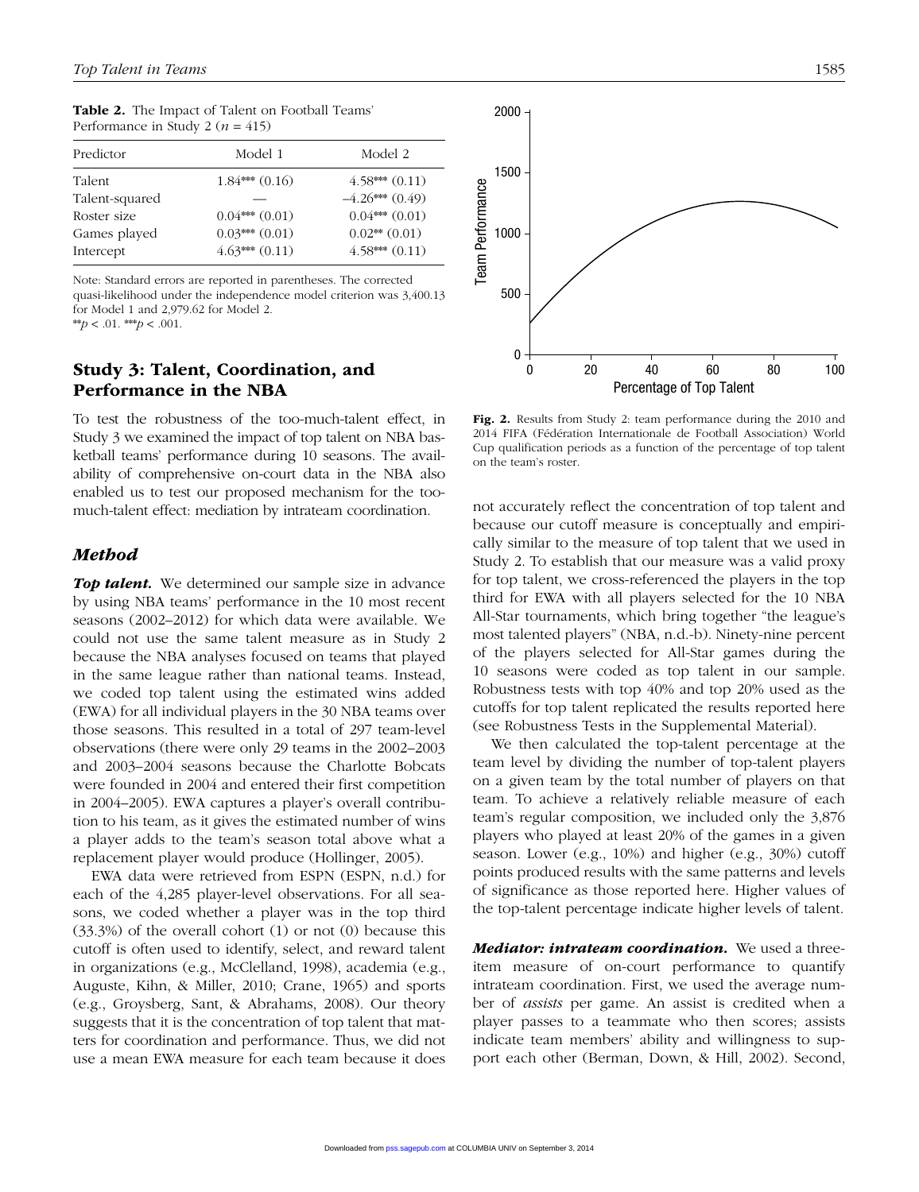**Table 2.** The Impact of Talent on Football Teams' Performance in Study 2 ($n$ = 415)

| Predictor | Model 1 | Model 2 |
|---|---|---|
| Talent | 1.84*** (0.16) | 4.58*** (0.11) |
| Talent-squared | — | −4.26*** (0.49) |
| Roster size | 0.04*** (0.01) | 0.04*** (0.01) |
| Games played | 0.03*** (0.01) | 0.02** (0.01) |
| Intercept | 4.63*** (0.11) | 4.58*** (0.11) |

Note: Standard errors are reported in parentheses. The corrected quasi-likelihood under the independence model criterion was 3,400.13 for Model 1 and 2,979.62 for Model 2.
** $p < .01$. *** $p < .001$.

Fig. 2. Results from Study 2: team performance during the 2010 and 2014 FIFA (Fédération Internationale de Football Association) World Cup qualification periods as a function of the percentage of top talent on the team's roster.

## Study 3: Talent, Coordination, and Performance in the NBA

To test the robustness of the too-much-talent effect, in Study 3 we examined the impact of top talent on NBA basketball teams' performance during 10 seasons. The availability of comprehensive on-court data in the NBA also enabled us to test our proposed mechanism for the too-much-talent effect: mediation by intrateam coordination.

### Method

***Top talent.*** We determined our sample size in advance by using NBA teams' performance in the 10 most recent seasons (2002–2012) for which data were available. We could not use the same talent measure as in Study 2 because the NBA analyses focused on teams that played in the same league rather than national teams. Instead, we coded top talent using the estimated wins added (EWA) for all individual players in the 30 NBA teams over those seasons. This resulted in a total of 297 team-level observations (there were only 29 teams in the 2002–2003 and 2003–2004 seasons because the Charlotte Bobcats were founded in 2004 and entered their first competition in 2004–2005). EWA captures a player's overall contribution to his team, as it gives the estimated number of wins a player adds to the team's season total above what a replacement player would produce (Hollinger, 2005).

EWA data were retrieved from ESPN (ESPN, n.d.) for each of the 4,285 player-level observations. For all seasons, we coded whether a player was in the top third (33.3%) of the overall cohort (1) or not (0) because this cutoff is often used to identify, select, and reward talent in organizations (e.g., McClelland, 1998), academia (e.g., Auguste, Kihn, & Miller, 2010; Crane, 1965) and sports (e.g., Groysberg, Sant, & Abrahams, 2008). Our theory suggests that it is the concentration of top talent that matters for coordination and performance. Thus, we did not use a mean EWA measure for each team because it does not accurately reflect the concentration of top talent and because our cutoff measure is conceptually and empirically similar to the measure of top talent that we used in Study 2. To establish that our measure was a valid proxy for top talent, we cross-referenced the players in the top third for EWA with all players selected for the 10 NBA All-Star tournaments, which bring together "the league's most talented players" (NBA, n.d.-b). Ninety-nine percent of the players selected for All-Star games during the 10 seasons were coded as top talent in our sample. Robustness tests with top 40% and top 20% used as the cutoffs for top talent replicated the results reported here (see Robustness Tests in the Supplemental Material).

We then calculated the top-talent percentage at the team level by dividing the number of top-talent players on a given team by the total number of players on that team. To achieve a relatively reliable measure of each team's regular composition, we included only the 3,876 players who played at least 20% of the games in a given season. Lower (e.g., 10%) and higher (e.g., 30%) cutoff points produced results with the same patterns and levels of significance as those reported here. Higher values of the top-talent percentage indicate higher levels of talent.

***Mediator: intrateam coordination.*** We used a three-item measure of on-court performance to quantify intrateam coordination. First, we used the average number of *assists* per game. An assist is credited when a player passes to a teammate who then scores; assists indicate team members' ability and willingness to support each other (Berman, Down, & Hill, 2002). Second,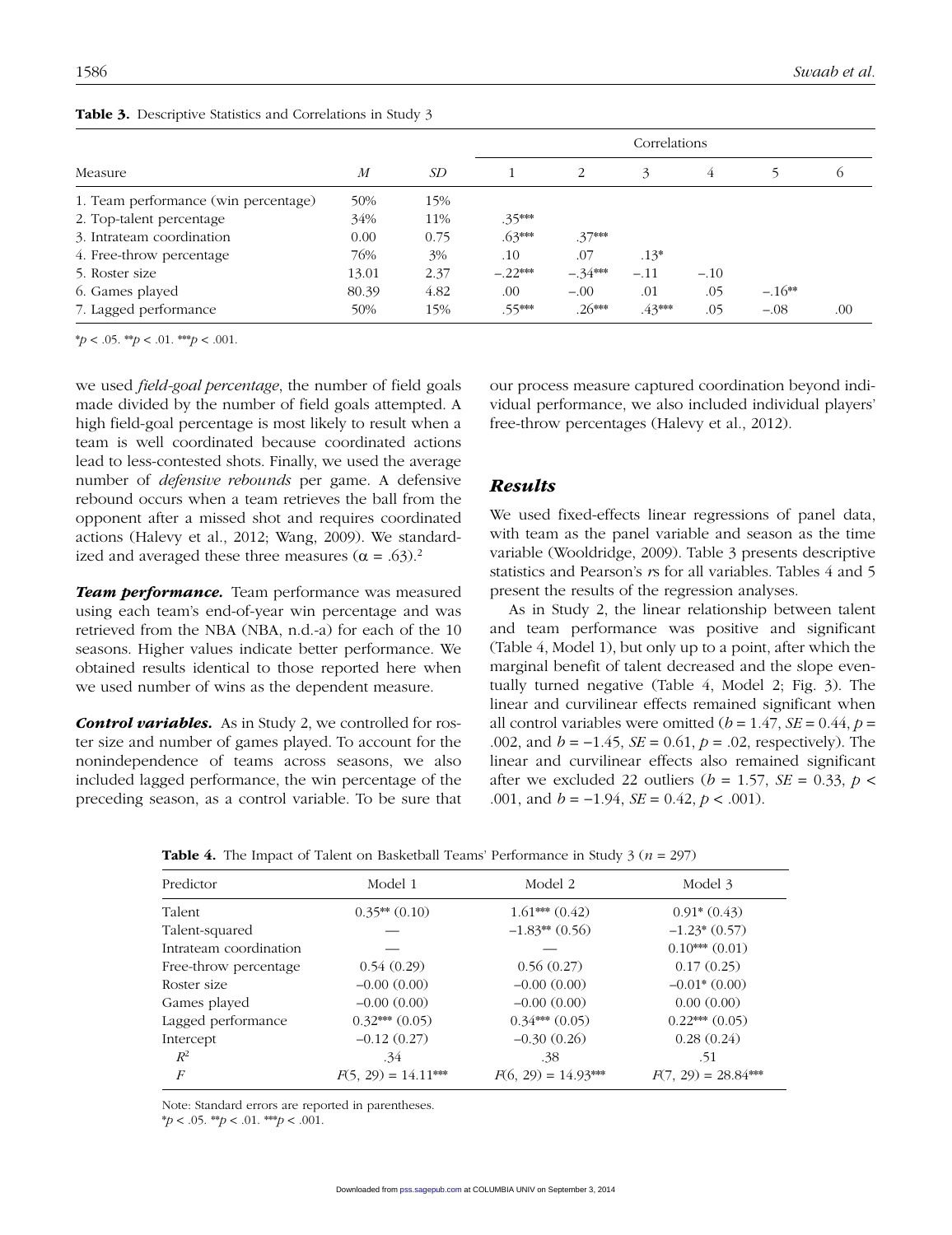**Table 3.** Descriptive Statistics and Correlations in Study 3

| Measure | *M* | *SD* | Correlations | | | | | |
|---|---|---|---|---|---|---|---|---|
| | | | 1 | 2 | 3 | 4 | 5 | 6 |
| 1. Team performance (win percentage) | 50% | 15% | | | | | | |
| 2. Top-talent percentage | 34% | 11% | .35*** | | | | | |
| 3. Intrateam coordination | 0.00 | 0.75 | .63*** | .37*** | | | | |
| 4. Free-throw percentage | 76% | 3% | .10 | .07 | .13* | | | |
| 5. Roster size | 13.01 | 2.37 | −.22*** | −.34*** | −.11 | −.10 | | |
| 6. Games played | 80.39 | 4.82 | .00 | −.00 | .01 | .05 | −.16** | |
| 7. Lagged performance | 50% | 15% | .55*** | .26*** | .43*** | .05 | −.08 | .00 |

*$p < .05$. **$p < .01$. ***$p < .001$.

we used *field-goal percentage*, the number of field goals made divided by the number of field goals attempted. A high field-goal percentage is most likely to result when a team is well coordinated because coordinated actions lead to less-contested shots. Finally, we used the average number of *defensive rebounds* per game. A defensive rebound occurs when a team retrieves the ball from the opponent after a missed shot and requires coordinated actions (Halevy et al., 2012; Wang, 2009). We standardized and averaged these three measures ($\alpha = .63$).[2]

***Team performance.*** Team performance was measured using each team's end-of-year win percentage and was retrieved from the NBA (NBA, n.d.-a) for each of the 10 seasons. Higher values indicate better performance. We obtained results identical to those reported here when we used number of wins as the dependent measure.

***Control variables.*** As in Study 2, we controlled for roster size and number of games played. To account for the nonindependence of teams across seasons, we also included lagged performance, the win percentage of the preceding season, as a control variable. To be sure that our process measure captured coordination beyond individual performance, we also included individual players' free-throw percentages (Halevy et al., 2012).

## Results

We used fixed-effects linear regressions of panel data, with team as the panel variable and season as the time variable (Wooldridge, 2009). Table 3 presents descriptive statistics and Pearson's *r*s for all variables. Tables 4 and 5 present the results of the regression analyses.

As in Study 2, the linear relationship between talent and team performance was positive and significant (Table 4, Model 1), but only up to a point, after which the marginal benefit of talent decreased and the slope eventually turned negative (Table 4, Model 2; Fig. 3). The linear and curvilinear effects remained significant when all control variables were omitted ($b = 1.47$, $SE = 0.44$, $p = .002$, and $b = -1.45$, $SE = 0.61$, $p = .02$, respectively). The linear and curvilinear effects also remained significant after we excluded 22 outliers ($b = 1.57$, $SE = 0.33$, $p < .001$, and $b = -1.94$, $SE = 0.42$, $p < .001$).

**Table 4.** The Impact of Talent on Basketball Teams' Performance in Study 3 ($n = 297$)

| Predictor | Model 1 | Model 2 | Model 3 |
|---|---|---|---|
| Talent | 0.35** (0.10) | 1.61*** (0.42) | 0.91* (0.43) |
| Talent-squared | — | −1.83** (0.56) | −1.23* (0.57) |
| Intrateam coordination | — | — | 0.10*** (0.01) |
| Free-throw percentage | 0.54 (0.29) | 0.56 (0.27) | 0.17 (0.25) |
| Roster size | −0.00 (0.00) | −0.00 (0.00) | −0.01* (0.00) |
| Games played | −0.00 (0.00) | −0.00 (0.00) | 0.00 (0.00) |
| Lagged performance | 0.32*** (0.05) | 0.34*** (0.05) | 0.22*** (0.05) |
| Intercept | −0.12 (0.27) | −0.30 (0.26) | 0.28 (0.24) |
| $R^2$ | .34 | .38 | .51 |
| $F$ | $F(5, 29) = 14.11$*** | $F(6, 29) = 14.93$*** | $F(7, 29) = 28.84$*** |

Note: Standard errors are reported in parentheses.
*$p < .05$. **$p < .01$. ***$p < .001$.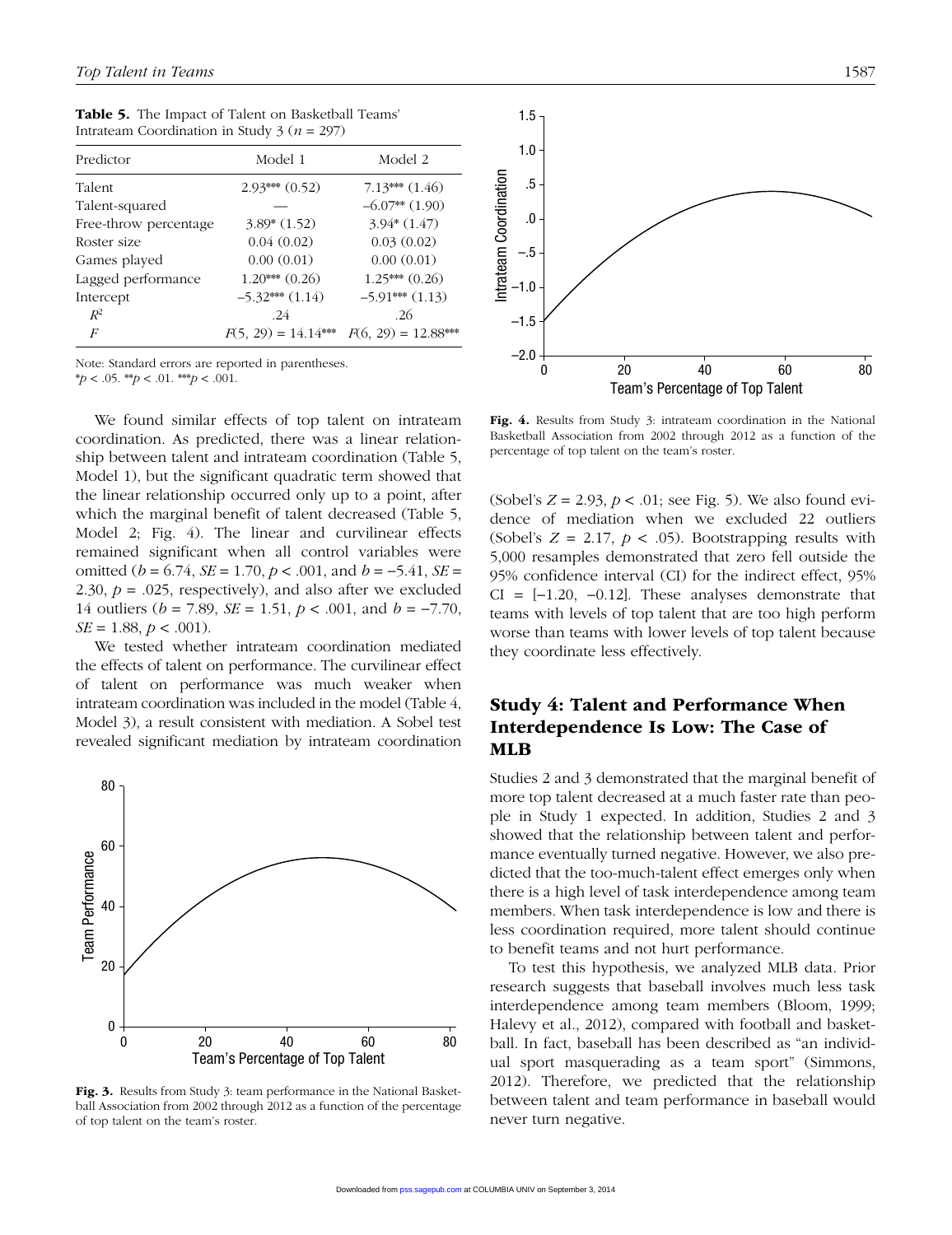**Table 5.** The Impact of Talent on Basketball Teams' Intrateam Coordination in Study 3 ($n$ = 297)

| Predictor | Model 1 | Model 2 |
|---|---|---|
| Talent | 2.93*** (0.52) | 7.13*** (1.46) |
| Talent-squared | — | −6.07** (1.90) |
| Free-throw percentage | 3.89* (1.52) | 3.94* (1.47) |
| Roster size | 0.04 (0.02) | 0.03 (0.02) |
| Games played | 0.00 (0.01) | 0.00 (0.01) |
| Lagged performance | 1.20*** (0.26) | 1.25*** (0.26) |
| Intercept | −5.32*** (1.14) | −5.91*** (1.13) |
| $R^2$ | .24 | .26 |
| $F$ | $F$(5, 29) = 14.14*** | $F$(6, 29) = 12.88*** |

Note: Standard errors are reported in parentheses.
*$p$ < .05. **$p$ < .01. ***$p$ < .001.

We found similar effects of top talent on intrateam coordination. As predicted, there was a linear relationship between talent and intrateam coordination (Table 5, Model 1), but the significant quadratic term showed that the linear relationship occurred only up to a point, after which the marginal benefit of talent decreased (Table 5, Model 2; Fig. 4). The linear and curvilinear effects remained significant when all control variables were omitted ($b$ = 6.74, $SE$ = 1.70, $p$ < .001, and $b$ = −5.41, $SE$ = 2.30, $p$ = .025, respectively), and also after we excluded 14 outliers ($b$ = 7.89, $SE$ = 1.51, $p$ < .001, and $b$ = −7.70, $SE$ = 1.88, $p$ < .001).

We tested whether intrateam coordination mediated the effects of talent on performance. The curvilinear effect of talent on performance was much weaker when intrateam coordination was included in the model (Table 4, Model 3), a result consistent with mediation. A Sobel test revealed significant mediation by intrateam coordination (Sobel's $Z$ = 2.93, $p$ < .01; see Fig. 5). We also found evidence of mediation when we excluded 22 outliers (Sobel's $Z$ = 2.17, $p$ < .05). Bootstrapping results with 5,000 resamples demonstrated that zero fell outside the 95% confidence interval (CI) for the indirect effect, 95% CI = [−1.20, −0.12]. These analyses demonstrate that teams with levels of top talent that are too high perform worse than teams with lower levels of top talent because they coordinate less effectively.

**Fig. 3.** Results from Study 3: team performance in the National Basketball Association from 2002 through 2012 as a function of the percentage of top talent on the team's roster.

**Fig. 4.** Results from Study 3: intrateam coordination in the National Basketball Association from 2002 through 2012 as a function of the percentage of top talent on the team's roster.

## Study 4: Talent and Performance When Interdependence Is Low: The Case of MLB

Studies 2 and 3 demonstrated that the marginal benefit of more top talent decreased at a much faster rate than people in Study 1 expected. In addition, Studies 2 and 3 showed that the relationship between talent and performance eventually turned negative. However, we also predicted that the too-much-talent effect emerges only when there is a high level of task interdependence among team members. When task interdependence is low and there is less coordination required, more talent should continue to benefit teams and not hurt performance.

To test this hypothesis, we analyzed MLB data. Prior research suggests that baseball involves much less task interdependence among team members (Bloom, 1999; Halevy et al., 2012), compared with football and basketball. In fact, baseball has been described as "an individual sport masquerading as a team sport" (Simmons, 2012). Therefore, we predicted that the relationship between talent and team performance in baseball would never turn negative.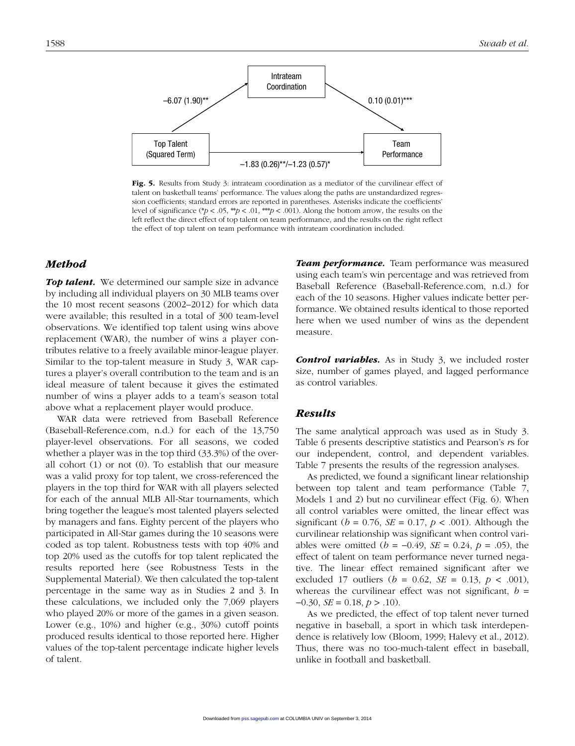Intrateam Coordination

–6.07 (1.90)**

0.10 (0.01)***

Top Talent (Squared Term)

Team Performance

–1.83 (0.26)**/–1.23 (0.57)*

**Fig. 5.** Results from Study 3: intrateam coordination as a mediator of the curvilinear effect of talent on basketball teams' performance. The values along the paths are unstandardized regression coefficients; standard errors are reported in parentheses. Asterisks indicate the coefficients' level of significance (\*$p < .05$, \*\*$p < .01$, \*\*\*$p < .001$). Along the bottom arrow, the results on the left reflect the direct effect of top talent on team performance, and the results on the right reflect the effect of top talent on team performance with intrateam coordination included.

## *Method*

***Top talent.*** We determined our sample size in advance by including all individual players on 30 MLB teams over the 10 most recent seasons (2002–2012) for which data were available; this resulted in a total of 300 team-level observations. We identified top talent using wins above replacement (WAR), the number of wins a player contributes relative to a freely available minor-league player. Similar to the top-talent measure in Study 3, WAR captures a player's overall contribution to the team and is an ideal measure of talent because it gives the estimated number of wins a player adds to a team's season total above what a replacement player would produce.

WAR data were retrieved from Baseball Reference (Baseball-Reference.com, n.d.) for each of the 13,750 player-level observations. For all seasons, we coded whether a player was in the top third (33.3%) of the overall cohort (1) or not (0). To establish that our measure was a valid proxy for top talent, we cross-referenced the players in the top third for WAR with all players selected for each of the annual MLB All-Star tournaments, which bring together the league's most talented players selected by managers and fans. Eighty percent of the players who participated in All-Star games during the 10 seasons were coded as top talent. Robustness tests with top 40% and top 20% used as the cutoffs for top talent replicated the results reported here (see Robustness Tests in the Supplemental Material). We then calculated the top-talent percentage in the same way as in Studies 2 and 3. In these calculations, we included only the 7,069 players who played 20% or more of the games in a given season. Lower (e.g., 10%) and higher (e.g., 30%) cutoff points produced results identical to those reported here. Higher values of the top-talent percentage indicate higher levels of talent.

***Team performance.*** Team performance was measured using each team's win percentage and was retrieved from Baseball Reference (Baseball-Reference.com, n.d.) for each of the 10 seasons. Higher values indicate better performance. We obtained results identical to those reported here when we used number of wins as the dependent measure.

***Control variables.*** As in Study 3, we included roster size, number of games played, and lagged performance as control variables.

## *Results*

The same analytical approach was used as in Study 3. Table 6 presents descriptive statistics and Pearson's *r*s for our independent, control, and dependent variables. Table 7 presents the results of the regression analyses.

As predicted, we found a significant linear relationship between top talent and team performance (Table 7, Models 1 and 2) but no curvilinear effect (Fig. 6). When all control variables were omitted, the linear effect was significant ($b = 0.76$, $SE = 0.17$, $p < .001$). Although the curvilinear relationship was significant when control variables were omitted ($b = -0.49$, $SE = 0.24$, $p = .05$), the effect of talent on team performance never turned negative. The linear effect remained significant after we excluded 17 outliers ($b = 0.62$, $SE = 0.13$, $p < .001$), whereas the curvilinear effect was not significant, $b = -0.30$, $SE = 0.18$, $p > .10$).

As we predicted, the effect of top talent never turned negative in baseball, a sport in which task interdependence is relatively low (Bloom, 1999; Halevy et al., 2012). Thus, there was no too-much-talent effect in baseball, unlike in football and basketball.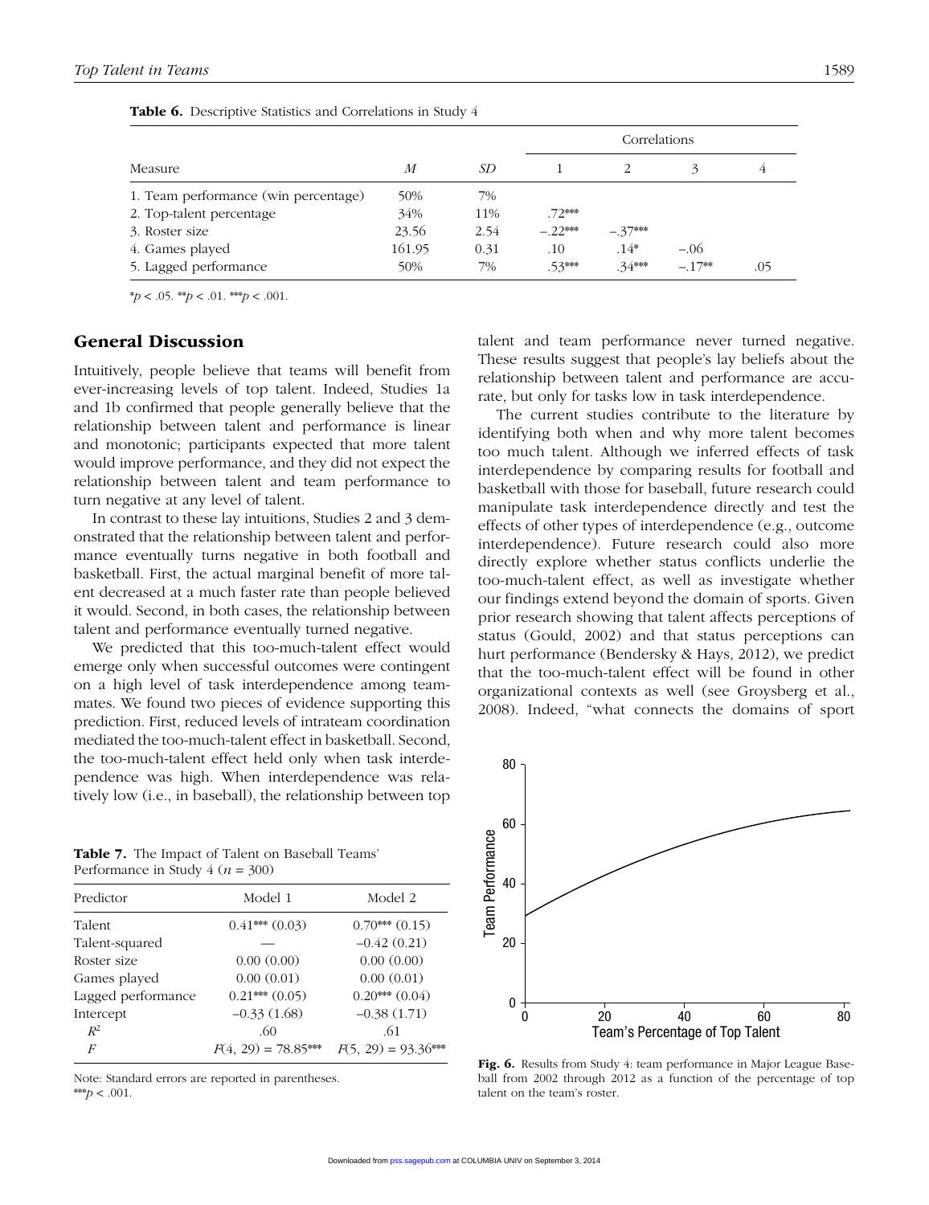**Table 6.** Descriptive Statistics and Correlations in Study 4

| Measure | $M$ | $SD$ | Correlations | | | |
|---|---|---|---|---|---|---|
| | | | 1 | 2 | 3 | 4 |
| 1. Team performance (win percentage) | 50% | 7% | | | | |
| 2. Top-talent percentage | 34% | 11% | .72*** | | | |
| 3. Roster size | 23.56 | 2.54 | −.22*** | −.37*** | | |
| 4. Games played | 161.95 | 0.31 | .10 | .14* | −.06 | |
| 5. Lagged performance | 50% | 7% | .53*** | .34*** | −.17** | .05 |

*$p < .05$. **$p < .01$. ***$p < .001$.

## General Discussion

Intuitively, people believe that teams will benefit from ever-increasing levels of top talent. Indeed, Studies 1a and 1b confirmed that people generally believe that the relationship between talent and performance is linear and monotonic; participants expected that more talent would improve performance, and they did not expect the relationship between talent and team performance to turn negative at any level of talent.

In contrast to these lay intuitions, Studies 2 and 3 demonstrated that the relationship between talent and performance eventually turns negative in both football and basketball. First, the actual marginal benefit of more talent decreased at a much faster rate than people believed it would. Second, in both cases, the relationship between talent and performance eventually turned negative.

We predicted that this too-much-talent effect would emerge only when successful outcomes were contingent on a high level of task interdependence among teammates. We found two pieces of evidence supporting this prediction. First, reduced levels of intrateam coordination mediated the too-much-talent effect in basketball. Second, the too-much-talent effect held only when task interdependence was high. When interdependence was relatively low (i.e., in baseball), the relationship between top talent and team performance never turned negative. These results suggest that people's lay beliefs about the relationship between talent and performance are accurate, but only for tasks low in task interdependence.

The current studies contribute to the literature by identifying both when and why more talent becomes too much talent. Although we inferred effects of task interdependence by comparing results for football and basketball with those for baseball, future research could manipulate task interdependence directly and test the effects of other types of interdependence (e.g., outcome interdependence). Future research could also more directly explore whether status conflicts underlie the too-much-talent effect, as well as investigate whether our findings extend beyond the domain of sports. Given prior research showing that talent affects perceptions of status (Gould, 2002) and that status perceptions can hurt performance (Bendersky & Hays, 2012), we predict that the too-much-talent effect will be found in other organizational contexts as well (see Groysberg et al., 2008). Indeed, "what connects the domains of sport

**Table 7.** The Impact of Talent on Baseball Teams' Performance in Study 4 ($n$ = 300)

| Predictor | Model 1 | Model 2 |
|---|---|---|
| Talent | 0.41*** (0.03) | 0.70*** (0.15) |
| Talent-squared | — | −0.42 (0.21) |
| Roster size | 0.00 (0.00) | 0.00 (0.00) |
| Games played | 0.00 (0.01) | 0.00 (0.01) |
| Lagged performance | 0.21*** (0.05) | 0.20*** (0.04) |
| Intercept | −0.33 (1.68) | −0.38 (1.71) |
| $R^2$ | .60 | .61 |
| $F$ | $F(4, 29) = 78.85$*** | $F(5, 29) = 93.36$*** |

Note: Standard errors are reported in parentheses.
***$p < .001$.

**Fig. 6.** Results from Study 4: team performance in Major League Baseball from 2002 through 2012 as a function of the percentage of top talent on the team's roster.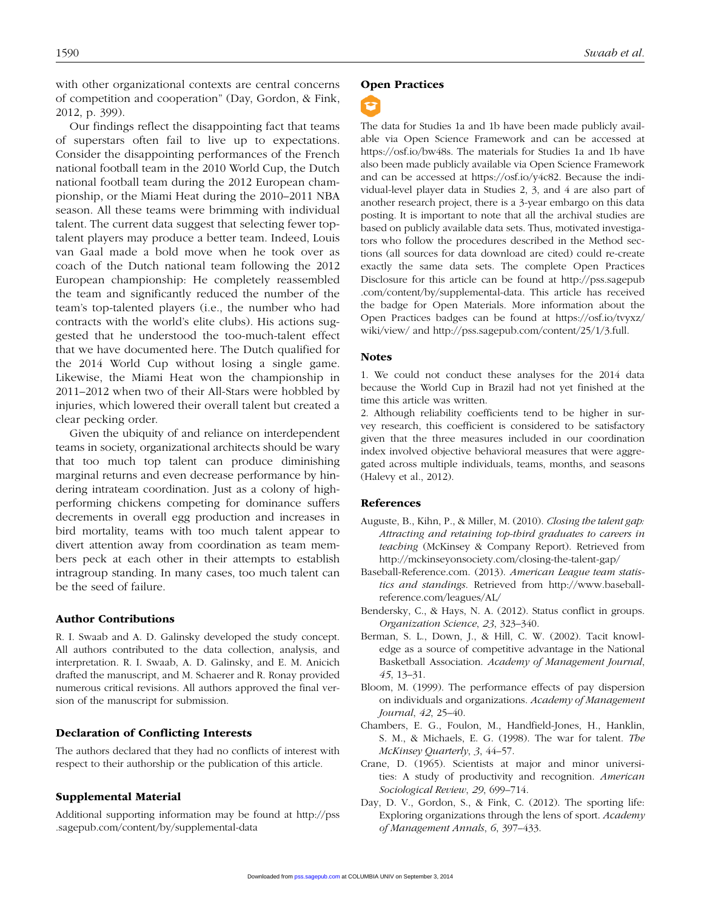with other organizational contexts are central concerns of competition and cooperation" (Day, Gordon, & Fink, 2012, p. 399).

Our findings reflect the disappointing fact that teams of superstars often fail to live up to expectations. Consider the disappointing performances of the French national football team in the 2010 World Cup, the Dutch national football team during the 2012 European championship, or the Miami Heat during the 2010–2011 NBA season. All these teams were brimming with individual talent. The current data suggest that selecting fewer top-talent players may produce a better team. Indeed, Louis van Gaal made a bold move when he took over as coach of the Dutch national team following the 2012 European championship: He completely reassembled the team and significantly reduced the number of the team's top-talented players (i.e., the number who had contracts with the world's elite clubs). His actions suggested that he understood the too-much-talent effect that we have documented here. The Dutch qualified for the 2014 World Cup without losing a single game. Likewise, the Miami Heat won the championship in 2011–2012 when two of their All-Stars were hobbled by injuries, which lowered their overall talent but created a clear pecking order.

Given the ubiquity of and reliance on interdependent teams in society, organizational architects should be wary that too much top talent can produce diminishing marginal returns and even decrease performance by hindering intrateam coordination. Just as a colony of high-performing chickens competing for dominance suffers decrements in overall egg production and increases in bird mortality, teams with too much talent appear to divert attention away from coordination as team members peck at each other in their attempts to establish intragroup standing. In many cases, too much talent can be the seed of failure.

## Author Contributions

R. I. Swaab and A. D. Galinsky developed the study concept. All authors contributed to the data collection, analysis, and interpretation. R. I. Swaab, A. D. Galinsky, and E. M. Anicich drafted the manuscript, and M. Schaerer and R. Ronay provided numerous critical revisions. All authors approved the final version of the manuscript for submission.

## Declaration of Conflicting Interests

The authors declared that they had no conflicts of interest with respect to their authorship or the publication of this article.

## Supplemental Material

Additional supporting information may be found at http://pss.sagepub.com/content/by/supplemental-data

## Open Practices

The data for Studies 1a and 1b have been made publicly available via Open Science Framework and can be accessed at https://osf.io/bw48s. The materials for Studies 1a and 1b have also been made publicly available via Open Science Framework and can be accessed at https://osf.io/y4c82. Because the individual-level player data in Studies 2, 3, and 4 are also part of another research project, there is a 3-year embargo on this data posting. It is important to note that all the archival studies are based on publicly available data sets. Thus, motivated investigators who follow the procedures described in the Method sections (all sources for data download are cited) could re-create exactly the same data sets. The complete Open Practices Disclosure for this article can be found at http://pss.sagepub.com/content/by/supplemental-data. This article has received the badge for Open Materials. More information about the Open Practices badges can be found at https://osf.io/tvyxz/wiki/view/ and http://pss.sagepub.com/content/25/1/3.full.

## Notes

1. We could not conduct these analyses for the 2014 data because the World Cup in Brazil had not yet finished at the time this article was written.

2. Although reliability coefficients tend to be higher in survey research, this coefficient is considered to be satisfactory given that the three measures included in our coordination index involved objective behavioral measures that were aggregated across multiple individuals, teams, months, and seasons (Halevy et al., 2012).

## References

Auguste, B., Kihn, P., & Miller, M. (2010). *Closing the talent gap: Attracting and retaining top-third graduates to careers in teaching* (McKinsey & Company Report). Retrieved from http://mckinseyonsociety.com/closing-the-talent-gap/

Baseball-Reference.com. (2013). *American League team statistics and standings*. Retrieved from http://www.baseball-reference.com/leagues/AL/

Bendersky, C., & Hays, N. A. (2012). Status conflict in groups. *Organization Science*, *23*, 323–340.

Berman, S. L., Down, J., & Hill, C. W. (2002). Tacit knowledge as a source of competitive advantage in the National Basketball Association. *Academy of Management Journal*, *45*, 13–31.

Bloom, M. (1999). The performance effects of pay dispersion on individuals and organizations. *Academy of Management Journal*, *42*, 25–40.

Chambers, E. G., Foulon, M., Handfield-Jones, H., Hanklin, S. M., & Michaels, E. G. (1998). The war for talent. *The McKinsey Quarterly*, *3*, 44–57.

Crane, D. (1965). Scientists at major and minor universities: A study of productivity and recognition. *American Sociological Review*, *29*, 699–714.

Day, D. V., Gordon, S., & Fink, C. (2012). The sporting life: Exploring organizations through the lens of sport. *Academy of Management Annals*, *6*, 397–433.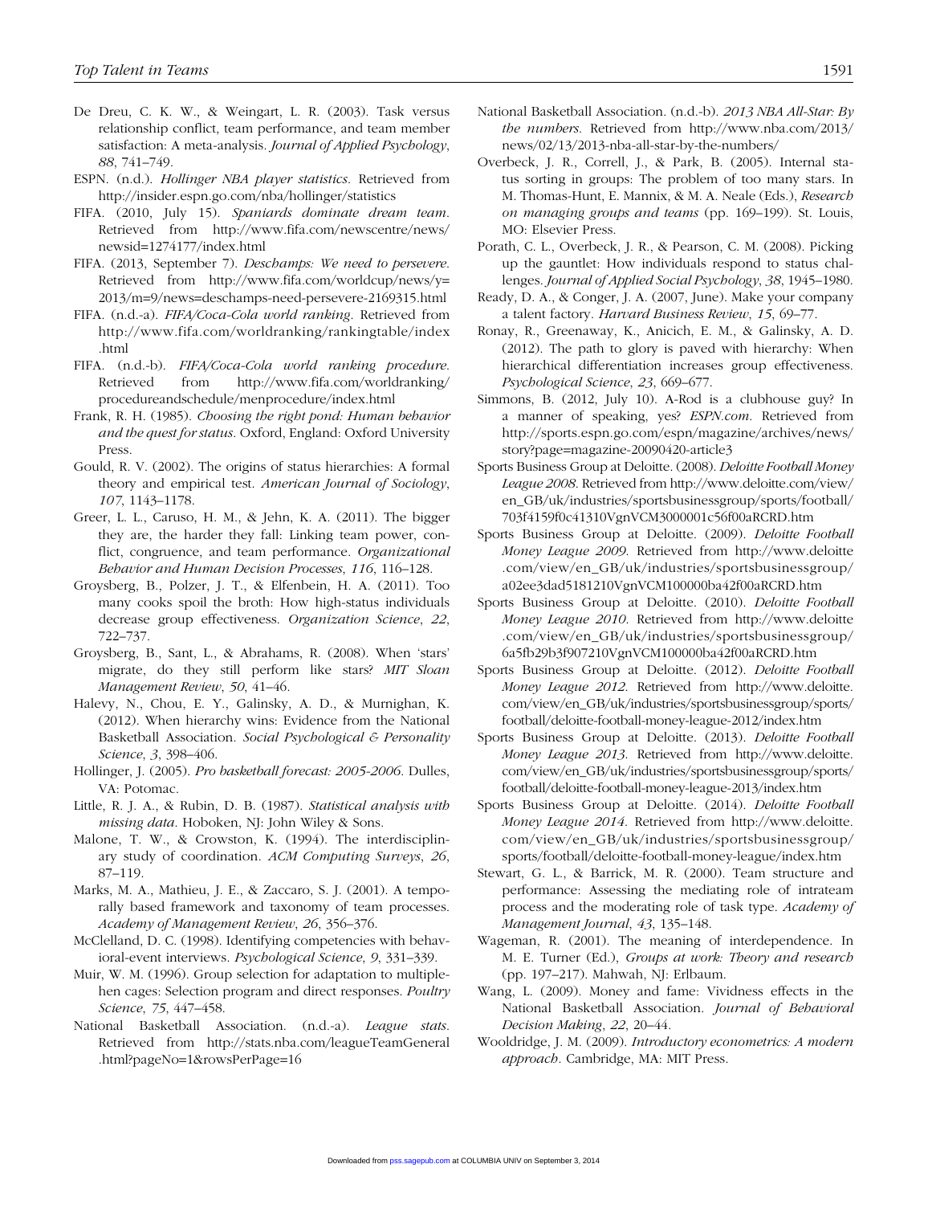De Dreu, C. K. W., & Weingart, L. R. (2003). Task versus relationship conflict, team performance, and team member satisfaction: A meta-analysis. *Journal of Applied Psychology*, *88*, 741–749.

ESPN. (n.d.). *Hollinger NBA player statistics*. Retrieved from http://insider.espn.go.com/nba/hollinger/statistics

FIFA. (2010, July 15). *Spaniards dominate dream team*. Retrieved from http://www.fifa.com/newscentre/news/newsid=1274177/index.html

FIFA. (2013, September 7). *Deschamps: We need to persevere*. Retrieved from http://www.fifa.com/worldcup/news/y=2013/m=9/news=deschamps-need-persevere-2169315.html

FIFA. (n.d.-a). *FIFA/Coca-Cola world ranking*. Retrieved from http://www.fifa.com/worldranking/rankingtable/index.html

FIFA. (n.d.-b). *FIFA/Coca-Cola world ranking procedure*. Retrieved from http://www.fifa.com/worldranking/procedureandschedule/menprocedure/index.html

Frank, R. H. (1985). *Choosing the right pond: Human behavior and the quest for status*. Oxford, England: Oxford University Press.

Gould, R. V. (2002). The origins of status hierarchies: A formal theory and empirical test. *American Journal of Sociology*, *107*, 1143–1178.

Greer, L. L., Caruso, H. M., & Jehn, K. A. (2011). The bigger they are, the harder they fall: Linking team power, conflict, congruence, and team performance. *Organizational Behavior and Human Decision Processes*, *116*, 116–128.

Groysberg, B., Polzer, J. T., & Elfenbein, H. A. (2011). Too many cooks spoil the broth: How high-status individuals decrease group effectiveness. *Organization Science*, *22*, 722–737.

Groysberg, B., Sant, L., & Abrahams, R. (2008). When 'stars' migrate, do they still perform like stars? *MIT Sloan Management Review*, *50*, 41–46.

Halevy, N., Chou, E. Y., Galinsky, A. D., & Murnighan, K. (2012). When hierarchy wins: Evidence from the National Basketball Association. *Social Psychological & Personality Science*, *3*, 398–406.

Hollinger, J. (2005). *Pro basketball forecast: 2005-2006*. Dulles, VA: Potomac.

Little, R. J. A., & Rubin, D. B. (1987). *Statistical analysis with missing data*. Hoboken, NJ: John Wiley & Sons.

Malone, T. W., & Crowston, K. (1994). The interdisciplinary study of coordination. *ACM Computing Surveys*, *26*, 87–119.

Marks, M. A., Mathieu, J. E., & Zaccaro, S. J. (2001). A temporally based framework and taxonomy of team processes. *Academy of Management Review*, *26*, 356–376.

McClelland, D. C. (1998). Identifying competencies with behavioral-event interviews. *Psychological Science*, *9*, 331–339.

Muir, W. M. (1996). Group selection for adaptation to multiple-hen cages: Selection program and direct responses. *Poultry Science*, *75*, 447–458.

National Basketball Association. (n.d.-a). *League stats*. Retrieved from http://stats.nba.com/leagueTeamGeneral.html?pageNo=1&rowsPerPage=16

National Basketball Association. (n.d.-b). *2013 NBA All-Star: By the numbers*. Retrieved from http://www.nba.com/2013/news/02/13/2013-nba-all-star-by-the-numbers/

Overbeck, J. R., Correll, J., & Park, B. (2005). Internal status sorting in groups: The problem of too many stars. In M. Thomas-Hunt, E. Mannix, & M. A. Neale (Eds.), *Research on managing groups and teams* (pp. 169–199). St. Louis, MO: Elsevier Press.

Porath, C. L., Overbeck, J. R., & Pearson, C. M. (2008). Picking up the gauntlet: How individuals respond to status challenges. *Journal of Applied Social Psychology*, *38*, 1945–1980.

Ready, D. A., & Conger, J. A. (2007, June). Make your company a talent factory. *Harvard Business Review*, *15*, 69–77.

Ronay, R., Greenaway, K., Anicich, E. M., & Galinsky, A. D. (2012). The path to glory is paved with hierarchy: When hierarchical differentiation increases group effectiveness. *Psychological Science*, *23*, 669–677.

Simmons, B. (2012, July 10). A-Rod is a clubhouse guy? In a manner of speaking, yes? *ESPN.com*. Retrieved from http://sports.espn.go.com/espn/magazine/archives/news/story?page=magazine-20090420-article3

Sports Business Group at Deloitte. (2008). *Deloitte Football Money League 2008*. Retrieved from http://www.deloitte.com/view/en_GB/uk/industries/sportsbusinessgroup/sports/football/703f4159f0c41310VgnVCM3000001c56f00aRCRD.htm

Sports Business Group at Deloitte. (2009). *Deloitte Football Money League 2009*. Retrieved from http://www.deloitte.com/view/en_GB/uk/industries/sportsbusinessgroup/a02ee3dad5181210VgnVCM100000ba42f00aRCRD.htm

Sports Business Group at Deloitte. (2010). *Deloitte Football Money League 2010*. Retrieved from http://www.deloitte.com/view/en_GB/uk/industries/sportsbusinessgroup/6a5fb29b3f907210VgnVCM100000ba42f00aRCRD.htm

Sports Business Group at Deloitte. (2012). *Deloitte Football Money League 2012*. Retrieved from http://www.deloitte.com/view/en_GB/uk/industries/sportsbusinessgroup/sports/football/deloitte-football-money-league-2012/index.htm

Sports Business Group at Deloitte. (2013). *Deloitte Football Money League 2013*. Retrieved from http://www.deloitte.com/view/en_GB/uk/industries/sportsbusinessgroup/sports/football/deloitte-football-money-league-2013/index.htm

Sports Business Group at Deloitte. (2014). *Deloitte Football Money League 2014*. Retrieved from http://www.deloitte.com/view/en_GB/uk/industries/sportsbusinessgroup/sports/football/deloitte-football-money-league/index.htm

Stewart, G. L., & Barrick, M. R. (2000). Team structure and performance: Assessing the mediating role of intrateam process and the moderating role of task type. *Academy of Management Journal*, *43*, 135–148.

Wageman, R. (2001). The meaning of interdependence. In M. E. Turner (Ed.), *Groups at work: Theory and research* (pp. 197–217). Mahwah, NJ: Erlbaum.

Wang, L. (2009). Money and fame: Vividness effects in the National Basketball Association. *Journal of Behavioral Decision Making*, *22*, 20–44.

Wooldridge, J. M. (2009). *Introductory econometrics: A modern approach*. Cambridge, MA: MIT Press.